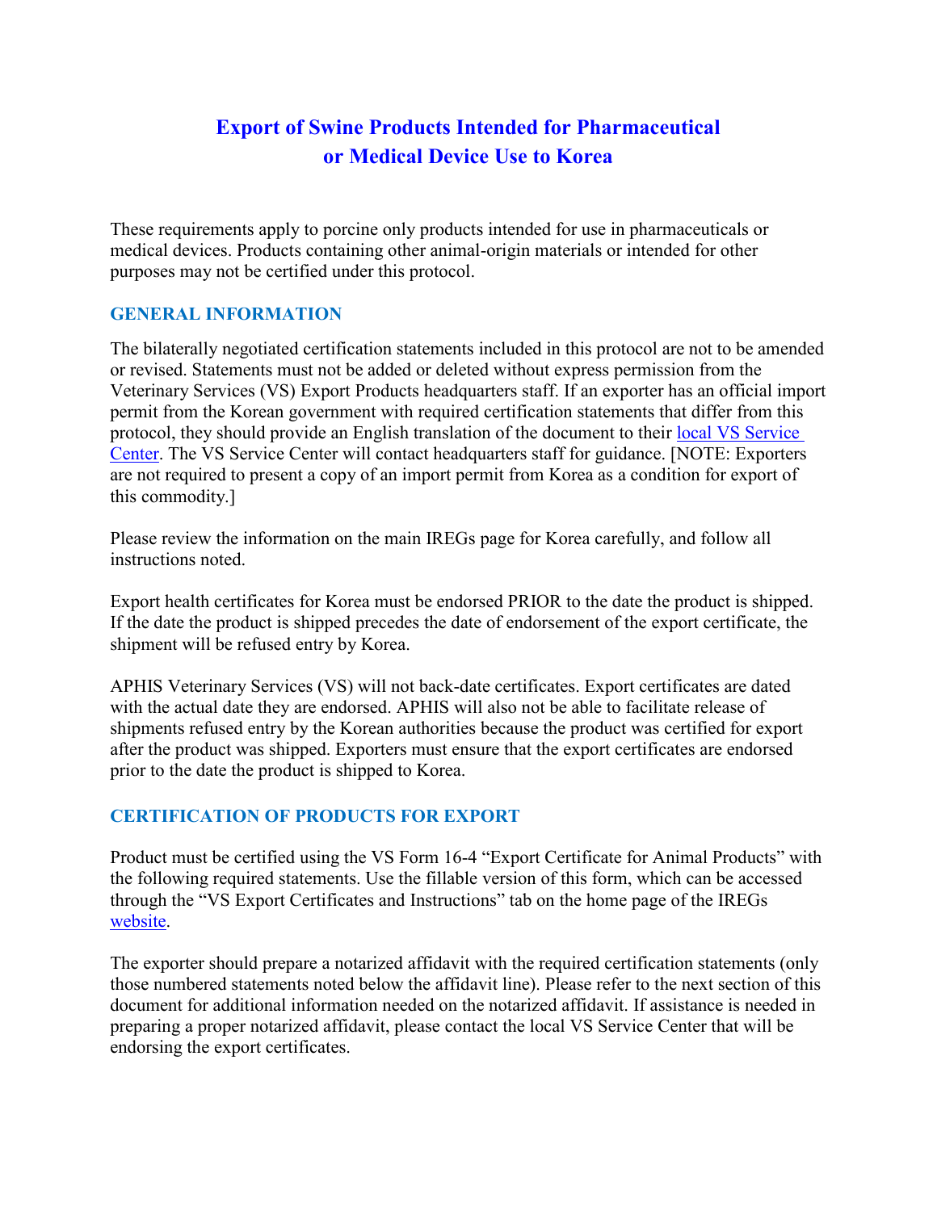# Export of Swine Products Intended for Pharmaceutical or Medical Device Use to Korea

These requirements apply to porcine only products intended for use in pharmaceuticals or medical devices. Products containing other animal-origin materials or intended for other purposes may not be certified under this protocol.

## GENERAL INFORMATION

The bilaterally negotiated certification statements included in this protocol are not to be amended or revised. Statements must not be added or deleted without express permission from the Veterinary Services (VS) Export Products headquarters staff. If an exporter has an official import permit from the Korean government with required certification statements that differ from this protocol, they should provide an English translation of the document to their local VS Service Center. The VS Service Center will contact headquarters staff for guidance. [NOTE: Exporters are not required to present a copy of an import permit from Korea as a condition for export of this commodity.]

Please review the information on the main IREGs page for Korea carefully, and follow all instructions noted.

Export health certificates for Korea must be endorsed PRIOR to the date the product is shipped. If the date the product is shipped precedes the date of endorsement of the export certificate, the shipment will be refused entry by Korea.

APHIS Veterinary Services (VS) will not back-date certificates. Export certificates are dated with the actual date they are endorsed. APHIS will also not be able to facilitate release of shipments refused entry by the Korean authorities because the product was certified for export after the product was shipped. Exporters must ensure that the export certificates are endorsed prior to the date the product is shipped to Korea.

## CERTIFICATION OF PRODUCTS FOR EXPORT

Product must be certified using the VS Form 16-4 "Export Certificate for Animal Products" with the following required statements. Use the fillable version of this form, which can be accessed through the "VS Export Certificates and Instructions" tab on the home page of the IREGs website.

The exporter should prepare a notarized affidavit with the required certification statements (only those numbered statements noted below the affidavit line). Please refer to the next section of this document for additional information needed on the notarized affidavit. If assistance is needed in preparing a proper notarized affidavit, please contact the local VS Service Center that will be endorsing the export certificates.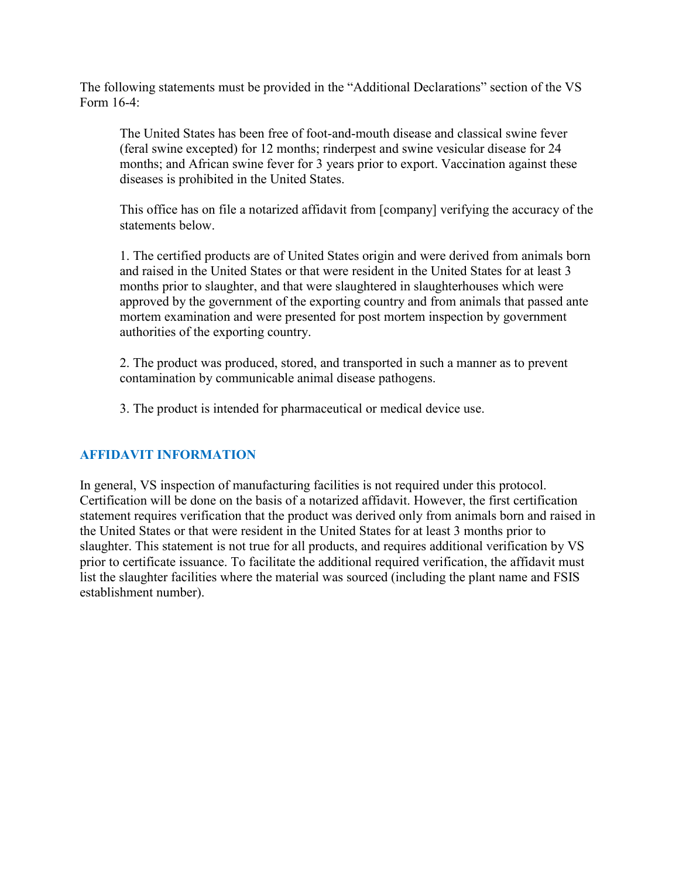The following statements must be provided in the "Additional Declarations" section of the VS Form 16-4:

> The United States has been free of foot-and-mouth disease and classical swine fever (feral swine excepted) for 12 months; rinderpest and swine vesicular disease for 24 months; and African swine fever for 3 years prior to export. Vaccination against these diseases is prohibited in the United States.
>
> This office has on file a notarized affidavit from [company] verifying the accuracy of the statements below.
>
> 1. The certified products are of United States origin and were derived from animals born and raised in the United States or that were resident in the United States for at least 3 months prior to slaughter, and that were slaughtered in slaughterhouses which were approved by the government of the exporting country and from animals that passed ante mortem examination and were presented for post mortem inspection by government authorities of the exporting country.
>
> 2. The product was produced, stored, and transported in such a manner as to prevent contamination by communicable animal disease pathogens.
>
> 3. The product is intended for pharmaceutical or medical device use.

## AFFIDAVIT INFORMATION

In general, VS inspection of manufacturing facilities is not required under this protocol. Certification will be done on the basis of a notarized affidavit. However, the first certification statement requires verification that the product was derived only from animals born and raised in the United States or that were resident in the United States for at least 3 months prior to slaughter. This statement is not true for all products, and requires additional verification by VS prior to certificate issuance. To facilitate the additional required verification, the affidavit must list the slaughter facilities where the material was sourced (including the plant name and FSIS establishment number).